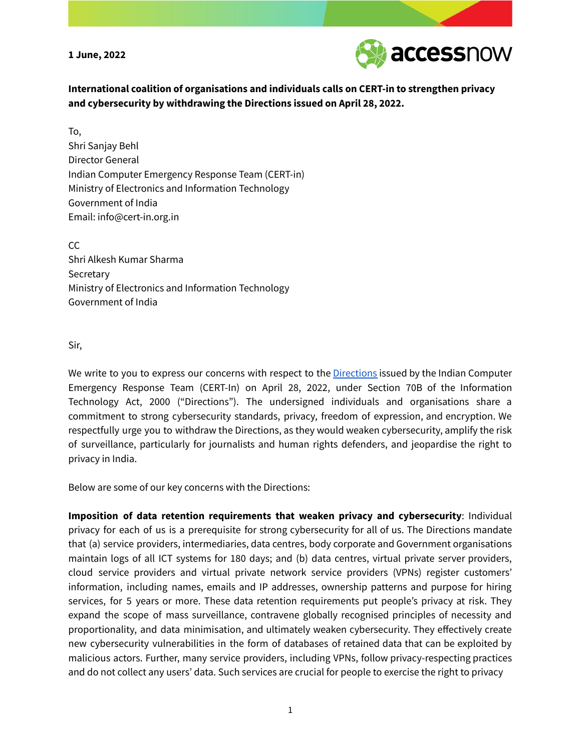**1 June, 2022**

**International coalition of organisations and individuals calls on CERT-in to strengthen privacy and cybersecurity by withdrawing the Directions issued on April 28, 2022.**

To,
Shri Sanjay Behl
Director General
Indian Computer Emergency Response Team (CERT-in)
Ministry of Electronics and Information Technology
Government of India
Email: info@cert-in.org.in

CC
Shri Alkesh Kumar Sharma
Secretary
Ministry of Electronics and Information Technology
Government of India

Sir,

We write to you to express our concerns with respect to the Directions issued by the Indian Computer Emergency Response Team (CERT-In) on April 28, 2022, under Section 70B of the Information Technology Act, 2000 ("Directions"). The undersigned individuals and organisations share a commitment to strong cybersecurity standards, privacy, freedom of expression, and encryption. We respectfully urge you to withdraw the Directions, as they would weaken cybersecurity, amplify the risk of surveillance, particularly for journalists and human rights defenders, and jeopardise the right to privacy in India.

Below are some of our key concerns with the Directions:

**Imposition of data retention requirements that weaken privacy and cybersecurity**: Individual privacy for each of us is a prerequisite for strong cybersecurity for all of us. The Directions mandate that (a) service providers, intermediaries, data centres, body corporate and Government organisations maintain logs of all ICT systems for 180 days; and (b) data centres, virtual private server providers, cloud service providers and virtual private network service providers (VPNs) register customers' information, including names, emails and IP addresses, ownership patterns and purpose for hiring services, for 5 years or more. These data retention requirements put people's privacy at risk. They expand the scope of mass surveillance, contravene globally recognised principles of necessity and proportionality, and data minimisation, and ultimately weaken cybersecurity. They effectively create new cybersecurity vulnerabilities in the form of databases of retained data that can be exploited by malicious actors. Further, many service providers, including VPNs, follow privacy-respecting practices and do not collect any users' data. Such services are crucial for people to exercise the right to privacy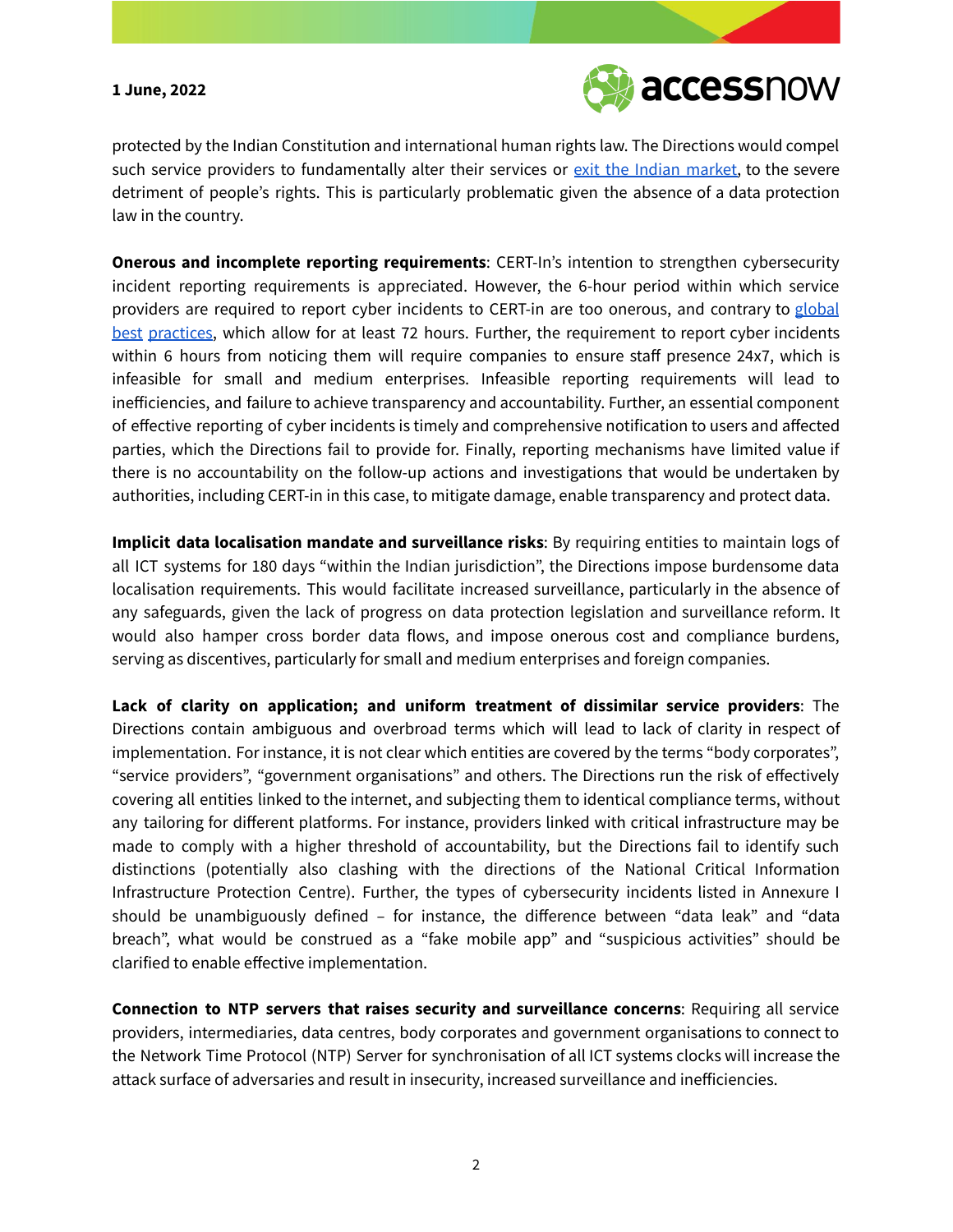protected by the Indian Constitution and international human rights law. The Directions would compel such service providers to fundamentally alter their services or exit the Indian market, to the severe detriment of people's rights. This is particularly problematic given the absence of a data protection law in the country.

**Onerous and incomplete reporting requirements**: CERT-In's intention to strengthen cybersecurity incident reporting requirements is appreciated. However, the 6-hour period within which service providers are required to report cyber incidents to CERT-in are too onerous, and contrary to global best practices, which allow for at least 72 hours. Further, the requirement to report cyber incidents within 6 hours from noticing them will require companies to ensure staff presence 24x7, which is infeasible for small and medium enterprises. Infeasible reporting requirements will lead to inefficiencies, and failure to achieve transparency and accountability. Further, an essential component of effective reporting of cyber incidents is timely and comprehensive notification to users and affected parties, which the Directions fail to provide for. Finally, reporting mechanisms have limited value if there is no accountability on the follow-up actions and investigations that would be undertaken by authorities, including CERT-in in this case, to mitigate damage, enable transparency and protect data.

**Implicit data localisation mandate and surveillance risks**: By requiring entities to maintain logs of all ICT systems for 180 days "within the Indian jurisdiction", the Directions impose burdensome data localisation requirements. This would facilitate increased surveillance, particularly in the absence of any safeguards, given the lack of progress on data protection legislation and surveillance reform. It would also hamper cross border data flows, and impose onerous cost and compliance burdens, serving as discentives, particularly for small and medium enterprises and foreign companies.

**Lack of clarity on application; and uniform treatment of dissimilar service providers**: The Directions contain ambiguous and overbroad terms which will lead to lack of clarity in respect of implementation. For instance, it is not clear which entities are covered by the terms "body corporates", "service providers", "government organisations" and others. The Directions run the risk of effectively covering all entities linked to the internet, and subjecting them to identical compliance terms, without any tailoring for different platforms. For instance, providers linked with critical infrastructure may be made to comply with a higher threshold of accountability, but the Directions fail to identify such distinctions (potentially also clashing with the directions of the National Critical Information Infrastructure Protection Centre). Further, the types of cybersecurity incidents listed in Annexure I should be unambiguously defined – for instance, the difference between "data leak" and "data breach", what would be construed as a "fake mobile app" and "suspicious activities" should be clarified to enable effective implementation.

**Connection to NTP servers that raises security and surveillance concerns**: Requiring all service providers, intermediaries, data centres, body corporates and government organisations to connect to the Network Time Protocol (NTP) Server for synchronisation of all ICT systems clocks will increase the attack surface of adversaries and result in insecurity, increased surveillance and inefficiencies.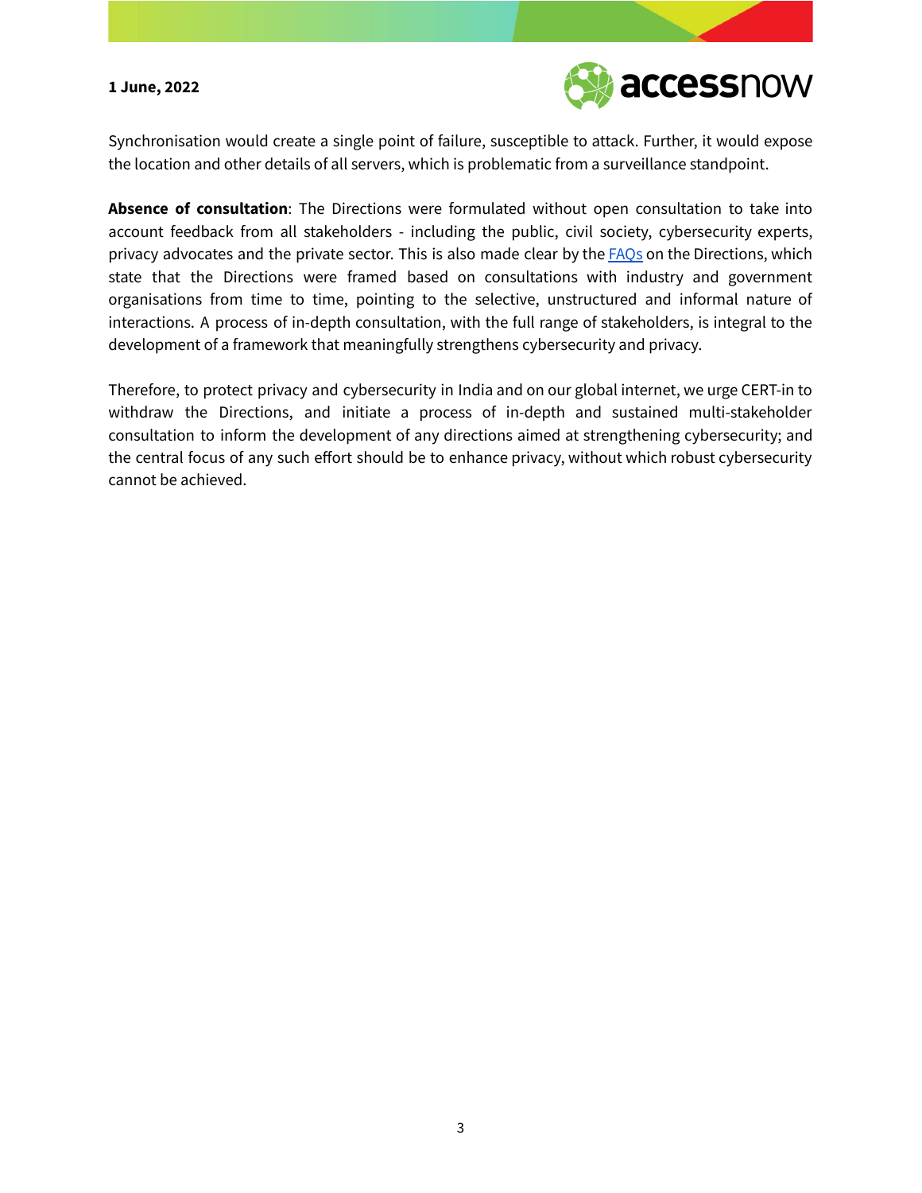Synchronisation would create a single point of failure, susceptible to attack. Further, it would expose the location and other details of all servers, which is problematic from a surveillance standpoint.

**Absence of consultation**: The Directions were formulated without open consultation to take into account feedback from all stakeholders - including the public, civil society, cybersecurity experts, privacy advocates and the private sector. This is also made clear by the FAQs on the Directions, which state that the Directions were framed based on consultations with industry and government organisations from time to time, pointing to the selective, unstructured and informal nature of interactions. A process of in-depth consultation, with the full range of stakeholders, is integral to the development of a framework that meaningfully strengthens cybersecurity and privacy.

Therefore, to protect privacy and cybersecurity in India and on our global internet, we urge CERT-in to withdraw the Directions, and initiate a process of in-depth and sustained multi-stakeholder consultation to inform the development of any directions aimed at strengthening cybersecurity; and the central focus of any such effort should be to enhance privacy, without which robust cybersecurity cannot be achieved.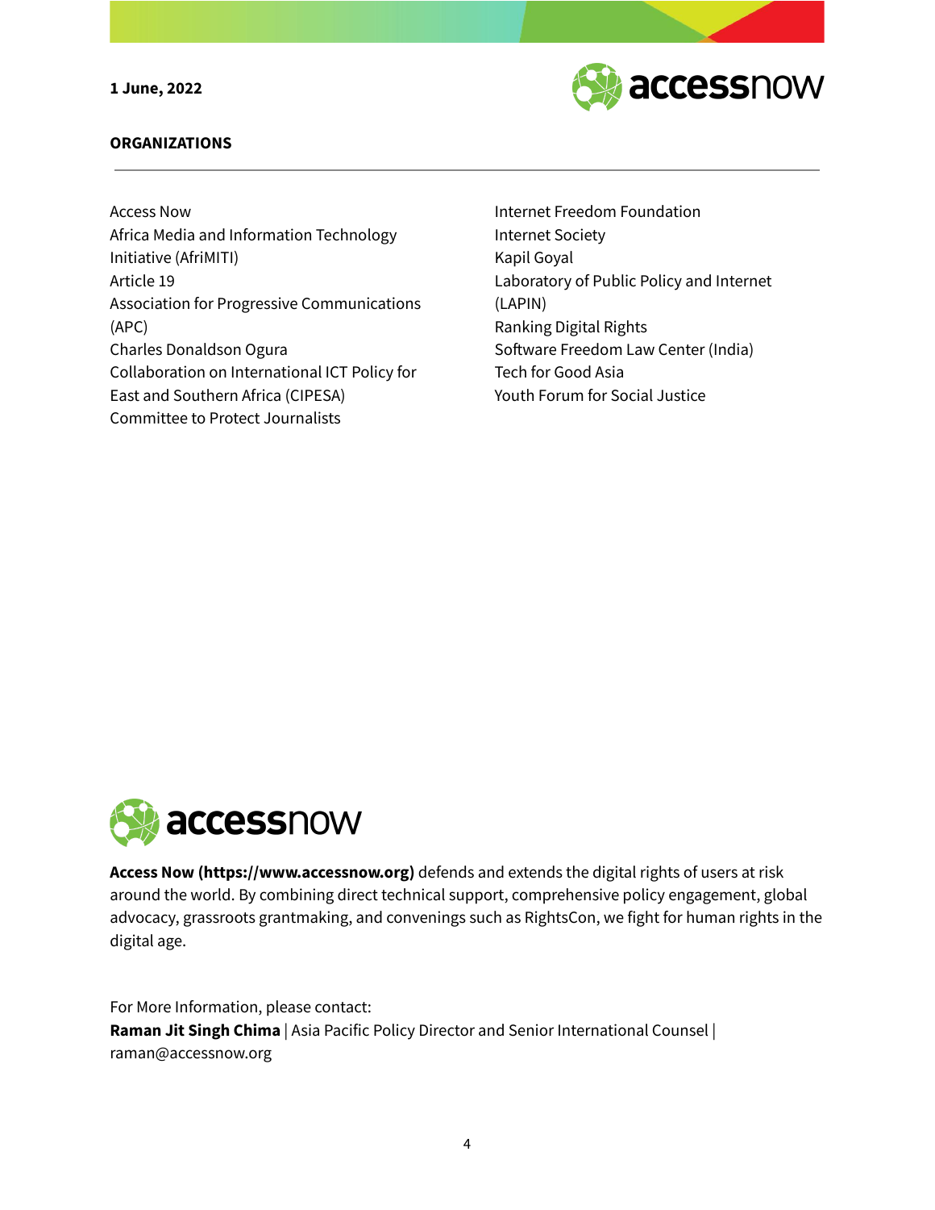**1 June, 2022**

**ORGANIZATIONS**

---

Access Now
Africa Media and Information Technology Initiative (AfriMITI)
Article 19
Association for Progressive Communications (APC)
Charles Donaldson Ogura
Collaboration on International ICT Policy for East and Southern Africa (CIPESA)
Committee to Protect Journalists
Internet Freedom Foundation
Internet Society
Kapil Goyal
Laboratory of Public Policy and Internet (LAPIN)
Ranking Digital Rights
Software Freedom Law Center (India)
Tech for Good Asia
Youth Forum for Social Justice

**Access Now (https://www.accessnow.org)** defends and extends the digital rights of users at risk around the world. By combining direct technical support, comprehensive policy engagement, global advocacy, grassroots grantmaking, and convenings such as RightsCon, we fight for human rights in the digital age.

For More Information, please contact:
**Raman Jit Singh Chima** | Asia Pacific Policy Director and Senior International Counsel | raman@accessnow.org